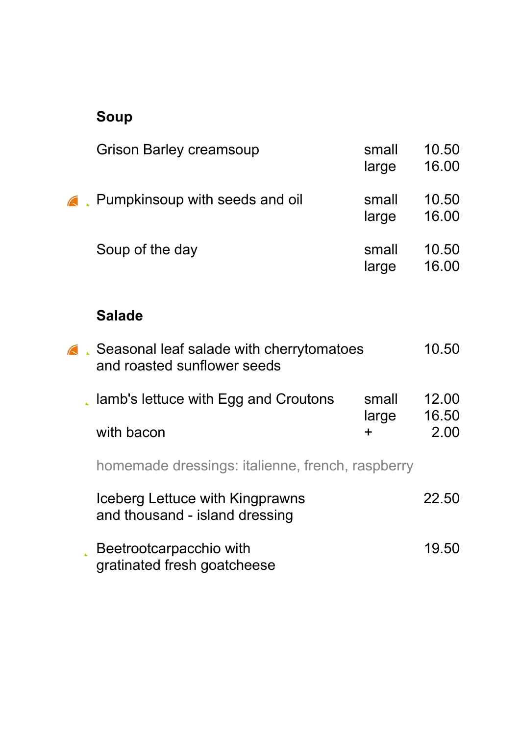## Soup

| | | |
|---|---|---|
| Grison Barley creamsoup | small | 10.50 |
| | large | 16.00 |
| Pumpkinsoup with seeds and oil | small | 10.50 |
| | large | 16.00 |
| Soup of the day | small | 10.50 |
| | large | 16.00 |

## Salade

| | | |
|---|---|---|
| Seasonal leaf salade with cherrytomatoes and roasted sunflower seeds | | 10.50 |
| lamb's lettuce with Egg and Croutons | small | 12.00 |
| | large | 16.50 |
| with bacon | + | 2.00 |

homemade dressings: italienne, french, raspberry

| | | |
|---|---|---|
| Iceberg Lettuce with Kingprawns and thousand - island dressing | | 22.50 |
| Beetrootcarpacchio with gratinated fresh goatcheese | | 19.50 |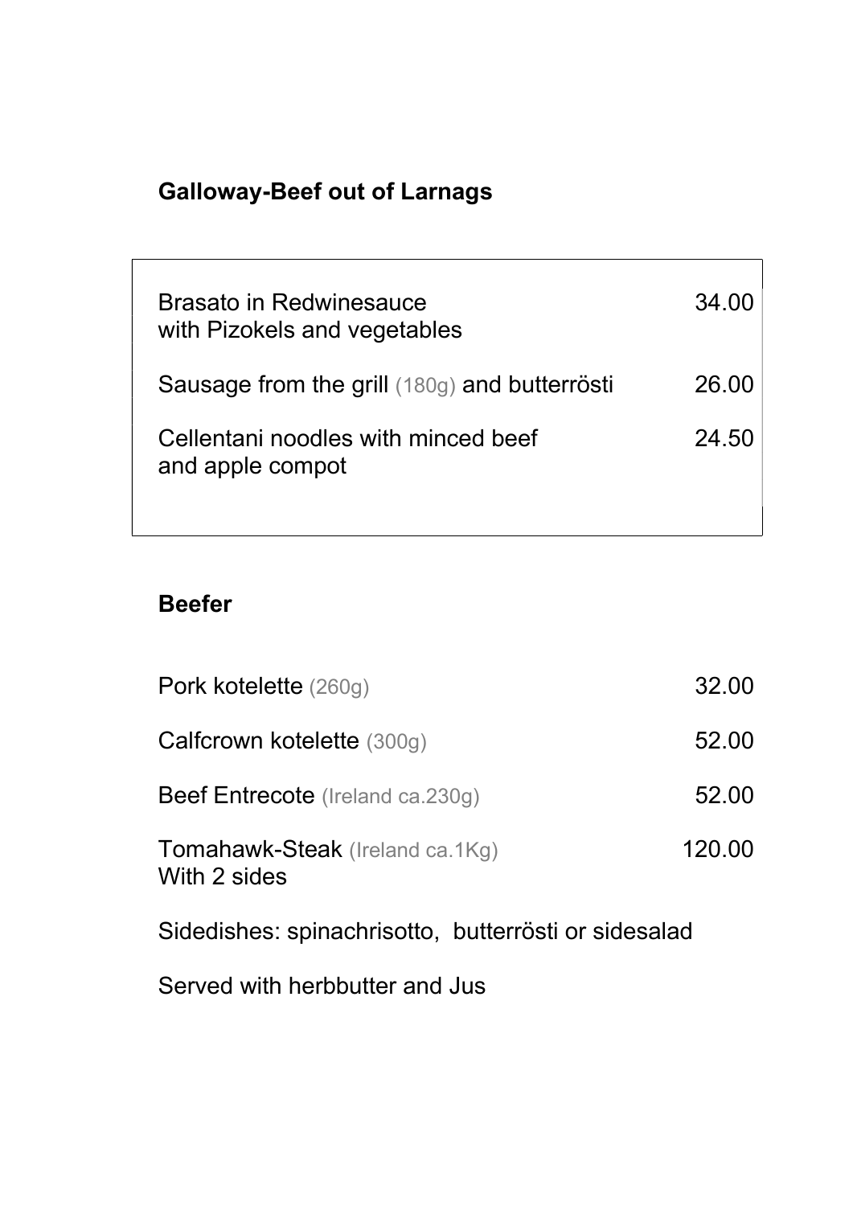## Galloway-Beef out of Larnags

| | |
|---|---|
| Brasato in Redwinesauce with Pizokels and vegetables | 34.00 |
| Sausage from the grill (180g) and butterrösti | 26.00 |
| Cellentani noodles with minced beef and apple compot | 24.50 |

## Beefer

| | |
|---|---|
| Pork kotelette (260g) | 32.00 |
| Calfcrown kotelette (300g) | 52.00 |
| Beef Entrecote (Ireland ca.230g) | 52.00 |
| Tomahawk-Steak (Ireland ca.1Kg) With 2 sides | 120.00 |

Sidedishes: spinachrisotto, butterrösti or sidesalad

Served with herbbutter and Jus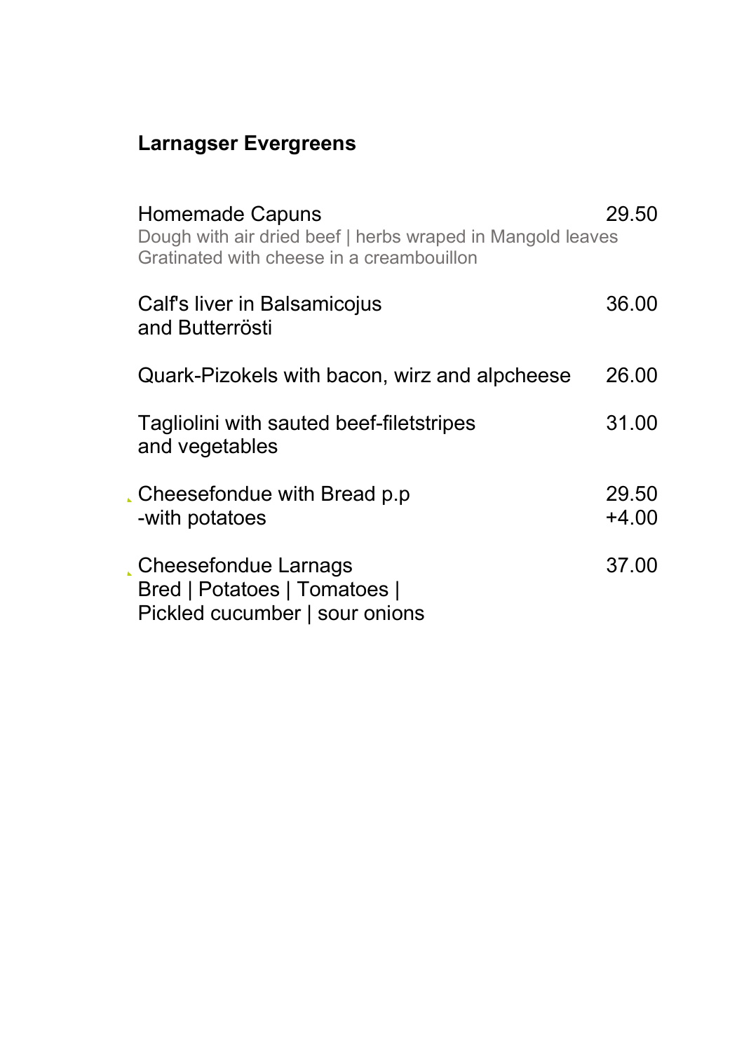## Larnagser Evergreens

| | |
|---|---|
| Homemade Capuns<br>Dough with air dried beef \| herbs wraped in Mangold leaves<br>Gratinated with cheese in a creambouillon | 29.50 |
| Calf's liver in Balsamicojus<br>and Butterrösti | 36.00 |
| Quark-Pizokels with bacon, wirz and alpcheese | 26.00 |
| Tagliolini with sauted beef-filetstripes<br>and vegetables | 31.00 |
| Cheesefondue with Bread p.p<br>-with potatoes | 29.50<br>+4.00 |
| Cheesefondue Larnags<br>Bred \| Potatoes \| Tomatoes \|<br>Pickled cucumber \| sour onions | 37.00 |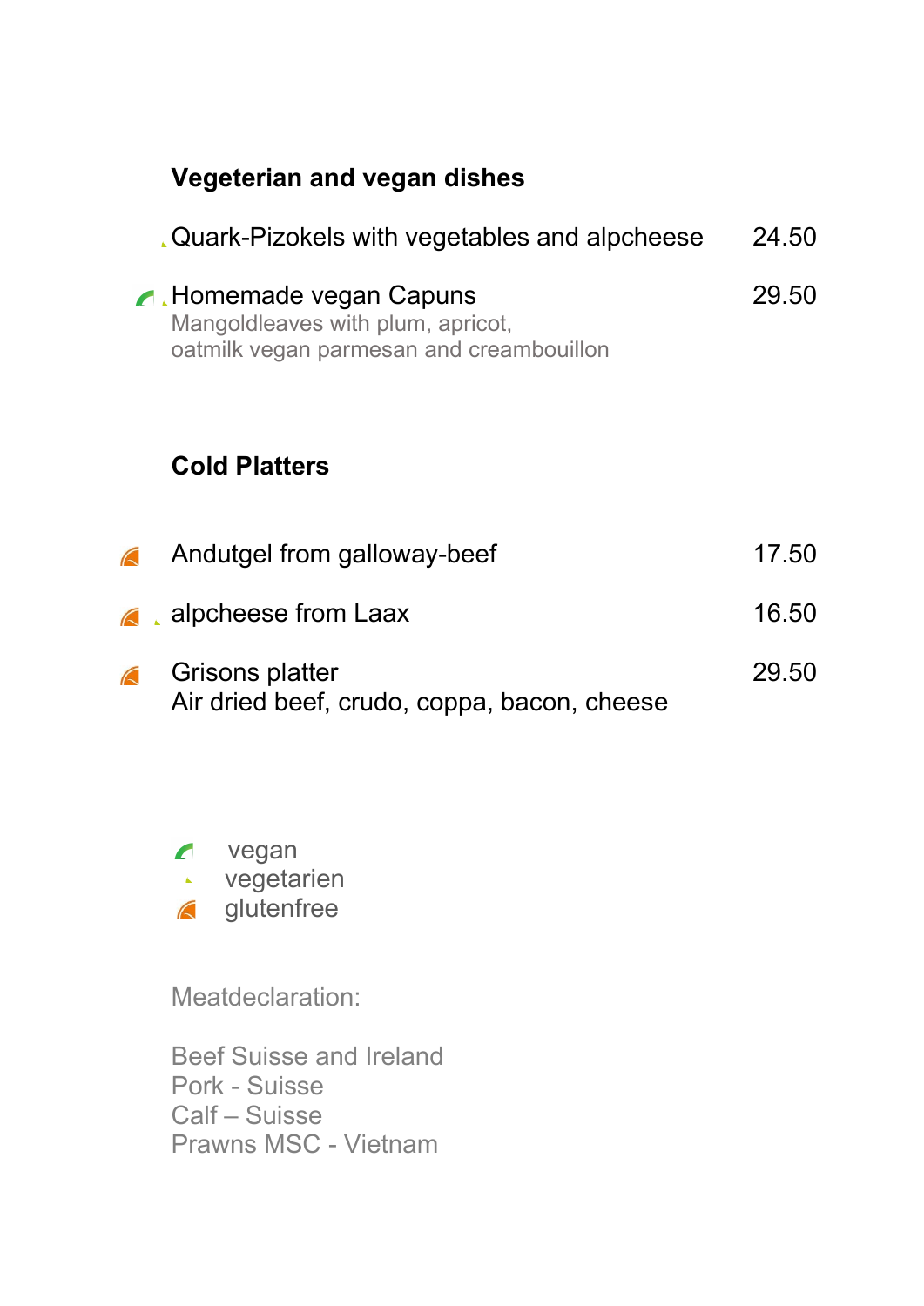## Vegeterian and vegan dishes

| | | |
|---|---|---|
| vegetarien | Quark-Pizokels with vegetables and alpcheese | 24.50 |
| vegan, vegetarien | Homemade vegan Capuns<br>Mangoldleaves with plum, apricot,<br>oatmilk vegan parmesan and creambouillon | 29.50 |

## Cold Platters

| | | |
|---|---|---|
| glutenfree | Andutgel from galloway-beef | 17.50 |
| glutenfree, vegetarien | alpcheese from Laax | 16.50 |
| glutenfree | Grisons platter<br>Air dried beef, crudo, coppa, bacon, cheese | 29.50 |

- vegan
- vegetarien
- glutenfree

Meatdeclaration:

Beef Suisse and Ireland
Pork - Suisse
Calf – Suisse
Prawns MSC - Vietnam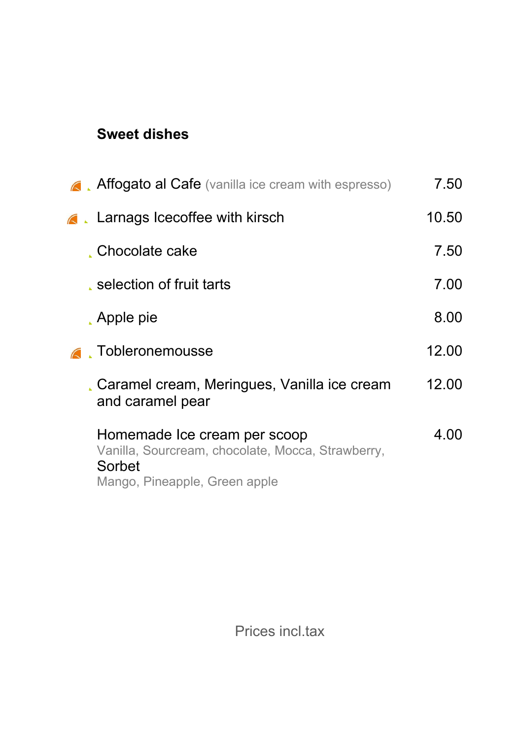## Sweet dishes

| | |
|---|---|
| Affogato al Cafe (vanilla ice cream with espresso) | 7.50 |
| Larnags Icecoffee with kirsch | 10.50 |
| Chocolate cake | 7.50 |
| selection of fruit tarts | 7.00 |
| Apple pie | 8.00 |
| Tobleronemousse | 12.00 |
| Caramel cream, Meringues, Vanilla ice cream and caramel pear | 12.00 |
| Homemade Ice cream per scoop<br>Vanilla, Sourcream, chocolate, Mocca, Strawberry,<br>Sorbet<br>Mango, Pineapple, Green apple | 4.00 |

Prices incl.tax